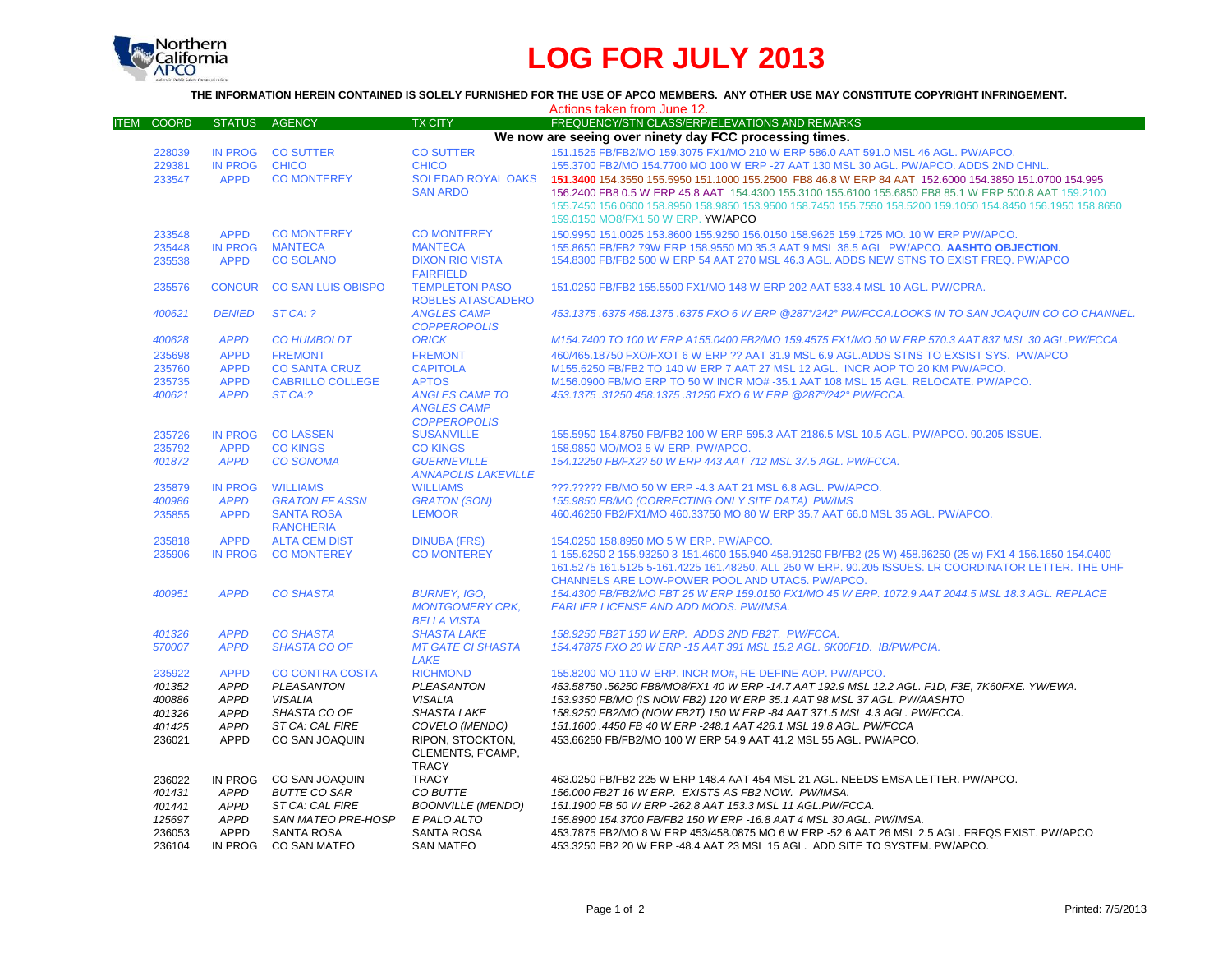# LOG FOR JULY 2013

**THE INFORMATION HEREIN CONTAINED IS SOLELY FURNISHED FOR THE USE OF APCO MEMBERS. ANY OTHER USE MAY CONSTITUTE COPYRIGHT INFRINGEMENT.**

Actions taken from June 12.

| ITEM | COORD | STATUS | AGENCY | TX CITY | FREQUENCY/STN CLASS/ERP/ELEVATIONS AND REMARKS |
|---|---|---|---|---|---|
| | | | | | **We now are seeing over ninety day FCC processing times.** |
| | 228039 | IN PROG | CO SUTTER | CO SUTTER | 151.1525 FB/FB2/MO 159.3075 FX1/MO 210 W ERP 586.0 AAT 591.0 MSL 46 AGL. PW/APCO. |
| | 229381 | IN PROG | CHICO | CHICO | 155.3700 FB2/MO 154.7700 MO 100 W ERP -27 AAT 130 MSL 30 AGL. PW/APCO. ADDS 2ND CHNL. |
| | 233547 | APPD | CO MONTEREY | SOLEDAD ROYAL OAKS SAN ARDO | **151.3400** 154.3550 155.5950 151.1000 155.2500 FB8 46.8 W ERP 84 AAT 152.6000 154.3850 151.0700 154.995 156.2400 FB8 0.5 W ERP 45.8 AAT 154.4300 155.3100 155.6100 155.6850 FB8 85.1 W ERP 500.8 AAT 159.2100 155.7450 156.0600 158.8950 159.9850 153.9500 158.7450 155.7550 158.5200 159.1050 154.8450 156.1950 158.8650 159.0150 MO8/FX1 50 W ERP. YW/APCO |
| | 233548 | APPD | CO MONTEREY | CO MONTEREY | 150.9950 151.0025 153.8600 155.9250 156.0150 158.9625 159.1725 MO. 10 W ERP PW/APCO. |
| | 235448 | IN PROG | MANTECA | MANTECA | 155.8650 FB/FB2 79W ERP 158.9550 M0 35.3 AAT 9 MSL 36.5 AGL PW/APCO. **AASHTO OBJECTION.** |
| | 235538 | APPD | CO SOLANO | DIXON RIO VISTA FAIRFIELD | 154.8300 FB/FB2 500 W ERP 54 AAT 270 MSL 46.3 AGL. ADDS NEW STNS TO EXIST FREQ. PW/APCO |
| | 235576 | CONCUR | CO SAN LUIS OBISPO | TEMPLETON PASO ROBLES ATASCADERO | 151.0250 FB/FB2 155.5500 FX1/MO 148 W ERP 202 AAT 533.4 MSL 10 AGL. PW/CPRA. |
| | *400621* | *DENIED* | *ST CA: ?* | *ANGLES CAMP COPPEROPOLIS* | *453.1375 .6375 458.1375 .6375 FXO 6 W ERP @287°/242° PW/FCCA.LOOKS IN TO SAN JOAQUIN CO CO CHANNEL.* |
| | *400628* | *APPD* | *CO HUMBOLDT* | *ORICK* | *M154.7400 TO 100 W ERP A155.0400 FB2/MO 159.4575 FX1/MO 50 W ERP 570.3 AAT 837 MSL 30 AGL.PW/FCCA.* |
| | 235698 | APPD | FREMONT | FREMONT | 460/465.18750 FXO/FXOT 6 W ERP ?? AAT 31.9 MSL 6.9 AGL.ADDS STNS TO EXSIST SYS. PW/APCO |
| | 235760 | APPD | CO SANTA CRUZ | CAPITOLA | M155.6250 FB/FB2 TO 140 W ERP 7 AAT 27 MSL 12 AGL. INCR AOP TO 20 KM PW/APCO. |
| | 235735 | APPD | CABRILLO COLLEGE | APTOS | M156.0900 FB/MO ERP TO 50 W INCR MO# -35.1 AAT 108 MSL 15 AGL. RELOCATE. PW/APCO. |
| | *400621* | *APPD* | *ST CA:?* | *ANGLES CAMP TO ANGLES CAMP COPPEROPOLIS* | *453.1375 .31250 458.1375 .31250 FXO 6 W ERP @287°/242° PW/FCCA.* |
| | 235726 | IN PROG | CO LASSEN | SUSANVILLE | 155.5950 154.8750 FB/FB2 100 W ERP 595.3 AAT 2186.5 MSL 10.5 AGL. PW/APCO. 90.205 ISSUE. |
| | 235792 | APPD | CO KINGS | CO KINGS | 158.9850 MO/MO3 5 W ERP. PW/APCO. |
| | *401872* | *APPD* | *CO SONOMA* | *GUERNEVILLE ANNAPOLIS LAKEVILLE* | *154.12250 FB/FX2? 50 W ERP 443 AAT 712 MSL 37.5 AGL. PW/FCCA.* |
| | 235879 | IN PROG | WILLIAMS | WILLIAMS | ???.????? FB/MO 50 W ERP -4.3 AAT 21 MSL 6.8 AGL. PW/APCO. |
| | *400986* | *APPD* | *GRATON FF ASSN* | *GRATON (SON)* | *155.9850 FB/MO (CORRECTING ONLY SITE DATA) PW/IMS* |
| | 235855 | APPD | SANTA ROSA RANCHERIA | LEMOOR | 460.46250 FB2/FX1/MO 460.33750 MO 80 W ERP 35.7 AAT 66.0 MSL 35 AGL. PW/APCO. |
| | 235818 | APPD | ALTA CEM DIST | DINUBA (FRS) | 154.0250 158.8950 MO 5 W ERP. PW/APCO. |
| | 235906 | IN PROG | CO MONTEREY | CO MONTEREY | 1-155.6250 2-155.93250 3-151.4600 155.940 458.91250 FB/FB2 (25 W) 458.96250 (25 w) FX1 4-156.1650 154.0400 161.5275 161.5125 5-161.4225 161.48250. ALL 250 W ERP. 90.205 ISSUES. LR COORDINATOR LETTER. THE UHF CHANNELS ARE LOW-POWER POOL AND UTAC5. PW/APCO. |
| | *400951* | *APPD* | *CO SHASTA* | *BURNEY, IGO, MONTGOMERY CRK, BELLA VISTA* | *154.4300 FB/FB2/MO FBT 25 W ERP 159.0150 FX1/MO 45 W ERP. 1072.9 AAT 2044.5 MSL 18.3 AGL. REPLACE EARLIER LICENSE AND ADD MODS. PW/IMSA.* |
| | *401326* | *APPD* | *CO SHASTA* | *SHASTA LAKE* | *158.9250 FB2T 150 W ERP. ADDS 2ND FB2T. PW/FCCA.* |
| | *570007* | *APPD* | *SHASTA CO OF* | *MT GATE CI SHASTA LAKE* | *154.47875 FXO 20 W ERP -15 AAT 391 MSL 15.2 AGL. 6K00F1D. IB/PW/PCIA.* |
| | 235922 | APPD | CO CONTRA COSTA | RICHMOND | 155.8200 MO 110 W ERP. INCR MO#, RE-DEFINE AOP. PW/APCO. |
| | *401352* | *APPD* | *PLEASANTON* | *PLEASANTON* | *453.58750 .56250 FB8/MO8/FX1 40 W ERP -14.7 AAT 192.9 MSL 12.2 AGL. F1D, F3E, 7K60FXE. YW/EWA.* |
| | *400886* | *APPD* | *VISALIA* | *VISALIA* | *153.9350 FB/MO (IS NOW FB2) 120 W ERP 35.1 AAT 98 MSL 37 AGL. PW/AASHTO* |
| | *401326* | *APPD* | *SHASTA CO OF* | *SHASTA LAKE* | *158.9250 FB2/MO (NOW FB2T) 150 W ERP -84 AAT 371.5 MSL 4.3 AGL. PW/FCCA.* |
| | *401425* | *APPD* | *ST CA: CAL FIRE* | *COVELO (MENDO)* | *151.1600 .4450 FB 40 W ERP -248.1 AAT 426.1 MSL 19.8 AGL. PW/FCCA* |
| | 236021 | APPD | CO SAN JOAQUIN | RIPON, STOCKTON, CLEMENTS, F'CAMP, TRACY | 453.66250 FB/FB2/MO 100 W ERP 54.9 AAT 41.2 MSL 55 AGL. PW/APCO. |
| | 236022 | IN PROG | CO SAN JOAQUIN | TRACY | 463.0250 FB/FB2 225 W ERP 148.4 AAT 454 MSL 21 AGL. NEEDS EMSA LETTER. PW/APCO. |
| | *401431* | *APPD* | *BUTTE CO SAR* | *CO BUTTE* | *156.000 FB2T 16 W ERP. EXISTS AS FB2 NOW. PW/IMSA.* |
| | *401441* | *APPD* | *ST CA: CAL FIRE* | *BOONVILLE (MENDO)* | *151.1900 FB 50 W ERP -262.8 AAT 153.3 MSL 11 AGL.PW/FCCA.* |
| | *125697* | *APPD* | *SAN MATEO PRE-HOSP* | *E PALO ALTO* | *155.8900 154.3700 FB/FB2 150 W ERP -16.8 AAT 4 MSL 30 AGL. PW/IMSA.* |
| | 236053 | APPD | SANTA ROSA | SANTA ROSA | 453.7875 FB2/MO 8 W ERP 453/458.0875 MO 6 W ERP -52.6 AAT 26 MSL 2.5 AGL. FREQS EXIST. PW/APCO |
| | 236104 | IN PROG | CO SAN MATEO | SAN MATEO | 453.3250 FB2 20 W ERP -48.4 AAT 23 MSL 15 AGL. ADD SITE TO SYSTEM. PW/APCO. |

Printed: 7/5/2013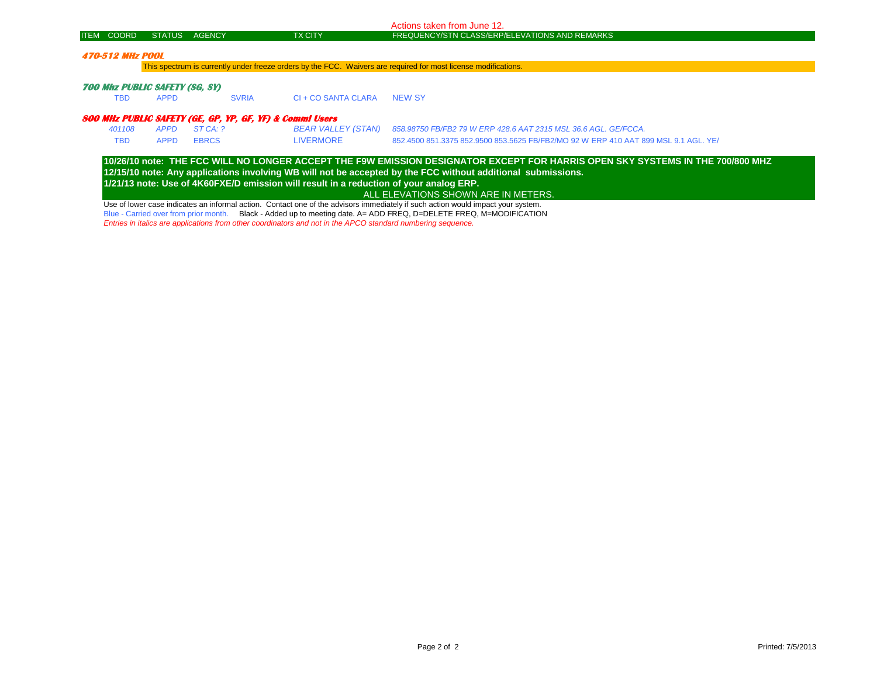Actions taken from June 12.

| ITEM | COORD | STATUS | AGENCY | TX CITY | FREQUENCY/STN CLASS/ERP/ELEVATIONS AND REMARKS |
|---|---|---|---|---|---|

### *470-512 MHz POOL*

This spectrum is currently under freeze orders by the FCC. Waivers are required for most license modifications.

### *700 Mhz PUBLIC SAFETY (SG, SY)*

| ITEM | COORD | STATUS | AGENCY | TX CITY | FREQUENCY/STN CLASS/ERP/ELEVATIONS AND REMARKS |
|---|---|---|---|---|---|
| | TBD | APPD | SVRIA | CI + CO SANTA CLARA | NEW SY |

### *800 MHz PUBLIC SAFETY (GE, GP, YP, GF, YF) & Comml Users*

| ITEM | COORD | STATUS | AGENCY | TX CITY | FREQUENCY/STN CLASS/ERP/ELEVATIONS AND REMARKS |
|---|---|---|---|---|---|
| | *401108* | *APPD* | *ST CA: ?* | *BEAR VALLEY (STAN)* | *858.98750 FB/FB2 79 W ERP 428.6 AAT 2315 MSL 36.6 AGL. GE/FCCA.* |
| | TBD | APPD | EBRCS | LIVERMORE | 852.4500 851.3375 852.9500 853.5625 FB/FB2/MO 92 W ERP 410 AAT 899 MSL 9.1 AGL. YE/ |

**10/26/10 note: THE FCC WILL NO LONGER ACCEPT THE F9W EMISSION DESIGNATOR EXCEPT FOR HARRIS OPEN SKY SYSTEMS IN THE 700/800 MHZ**

**12/15/10 note: Any applications involving WB will not be accepted by the FCC without additional submissions.**

**1/21/13 note: Use of 4K60FXE/D emission will result in a reduction of your analog ERP.**

ALL ELEVATIONS SHOWN ARE IN METERS.

Use of lower case indicates an informal action. Contact one of the advisors immediately if such action would impact your system.

Blue - Carried over from prior month. Black - Added up to meeting date. A= ADD FREQ, D=DELETE FREQ, M=MODIFICATION

*Entries in italics are applications from other coordinators and not in the APCO standard numbering sequence.*

Printed: 7/5/2013